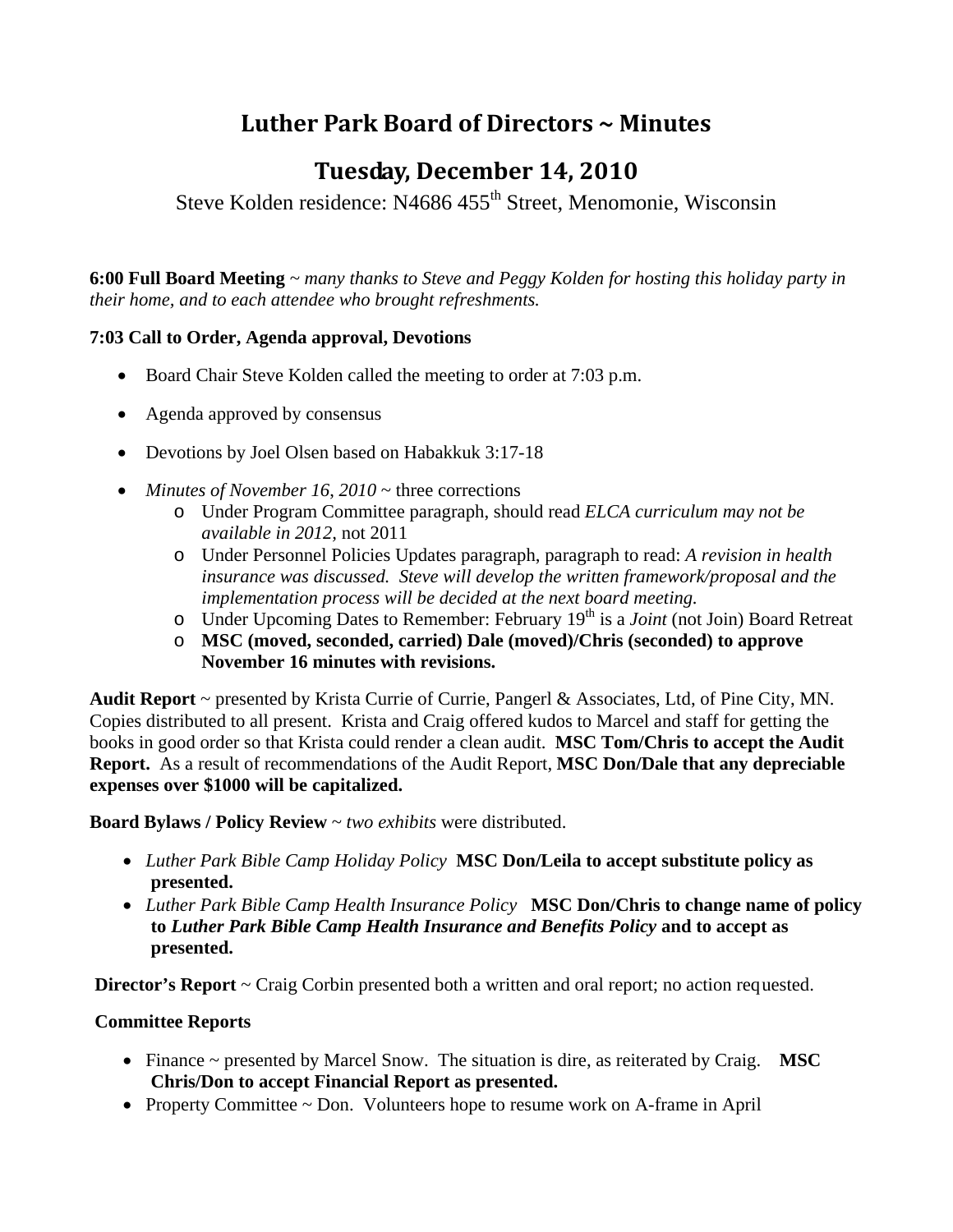# Luther Park Board of Directors ~ Minutes

## Tuesday, December 14, 2010

Steve Kolden residence: N4686 455th Street, Menomonie, Wisconsin

**6:00 Full Board Meeting** ~ *many thanks to Steve and Peggy Kolden for hosting this holiday party in their home, and to each attendee who brought refreshments.*

**7:03 Call to Order, Agenda approval, Devotions**

- Board Chair Steve Kolden called the meeting to order at 7:03 p.m.
- Agenda approved by consensus
- Devotions by Joel Olsen based on Habakkuk 3:17-18
- *Minutes of November 16, 2010* ~ three corrections
  - Under Program Committee paragraph, should read *ELCA curriculum may not be available in 2012,* not 2011
  - Under Personnel Policies Updates paragraph, paragraph to read: *A revision in health insurance was discussed. Steve will develop the written framework/proposal and the implementation process will be decided at the next board meeting.*
  - Under Upcoming Dates to Remember: February 19th is a *Joint* (not Join) Board Retreat
  - **MSC (moved, seconded, carried) Dale (moved)/Chris (seconded) to approve November 16 minutes with revisions.**

**Audit Report** ~ presented by Krista Currie of Currie, Pangerl & Associates, Ltd, of Pine City, MN. Copies distributed to all present. Krista and Craig offered kudos to Marcel and staff for getting the books in good order so that Krista could render a clean audit. **MSC Tom/Chris to accept the Audit Report.** As a result of recommendations of the Audit Report, **MSC Don/Dale that any depreciable expenses over $1000 will be capitalized.**

**Board Bylaws / Policy Review** ~ *two exhibits* were distributed.

- *Luther Park Bible Camp Holiday Policy* **MSC Don/Leila to accept substitute policy as presented.**
- *Luther Park Bible Camp Health Insurance Policy* **MSC Don/Chris to change name of policy to *Luther Park Bible Camp Health Insurance and Benefits Policy* and to accept as presented.**

**Director's Report** ~ Craig Corbin presented both a written and oral report; no action requested.

**Committee Reports**

- Finance ~ presented by Marcel Snow. The situation is dire, as reiterated by Craig. **MSC Chris/Don to accept Financial Report as presented.**
- Property Committee ~ Don. Volunteers hope to resume work on A-frame in April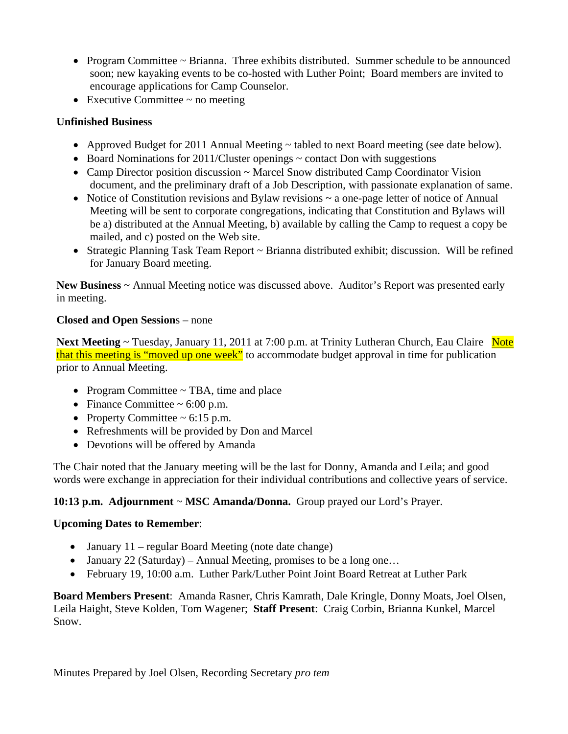- Program Committee ~ Brianna. Three exhibits distributed. Summer schedule to be announced soon; new kayaking events to be co-hosted with Luther Point; Board members are invited to encourage applications for Camp Counselor.
- Executive Committee ~ no meeting

**Unfinished Business**

- Approved Budget for 2011 Annual Meeting ~ tabled to next Board meeting (see date below).
- Board Nominations for 2011/Cluster openings ~ contact Don with suggestions
- Camp Director position discussion ~ Marcel Snow distributed Camp Coordinator Vision document, and the preliminary draft of a Job Description, with passionate explanation of same.
- Notice of Constitution revisions and Bylaw revisions ~ a one-page letter of notice of Annual Meeting will be sent to corporate congregations, indicating that Constitution and Bylaws will be a) distributed at the Annual Meeting, b) available by calling the Camp to request a copy be mailed, and c) posted on the Web site.
- Strategic Planning Task Team Report ~ Brianna distributed exhibit; discussion. Will be refined for January Board meeting.

**New Business** ~ Annual Meeting notice was discussed above. Auditor's Report was presented early in meeting.

**Closed and Open Session**s – none

**Next Meeting** ~ Tuesday, January 11, 2011 at 7:00 p.m. at Trinity Lutheran Church, Eau Claire Note that this meeting is "moved up one week" to accommodate budget approval in time for publication prior to Annual Meeting.

- Program Committee ~ TBA, time and place
- Finance Committee ~ 6:00 p.m.
- Property Committee ~ 6:15 p.m.
- Refreshments will be provided by Don and Marcel
- Devotions will be offered by Amanda

The Chair noted that the January meeting will be the last for Donny, Amanda and Leila; and good words were exchange in appreciation for their individual contributions and collective years of service.

**10:13 p.m. Adjournment** ~ **MSC Amanda/Donna.** Group prayed our Lord's Prayer.

**Upcoming Dates to Remember**:

- January 11 – regular Board Meeting (note date change)
- January 22 (Saturday) – Annual Meeting, promises to be a long one…
- February 19, 10:00 a.m. Luther Park/Luther Point Joint Board Retreat at Luther Park

**Board Members Present**: Amanda Rasner, Chris Kamrath, Dale Kringle, Donny Moats, Joel Olsen, Leila Haight, Steve Kolden, Tom Wagener; **Staff Present**: Craig Corbin, Brianna Kunkel, Marcel Snow.

Minutes Prepared by Joel Olsen, Recording Secretary *pro tem*